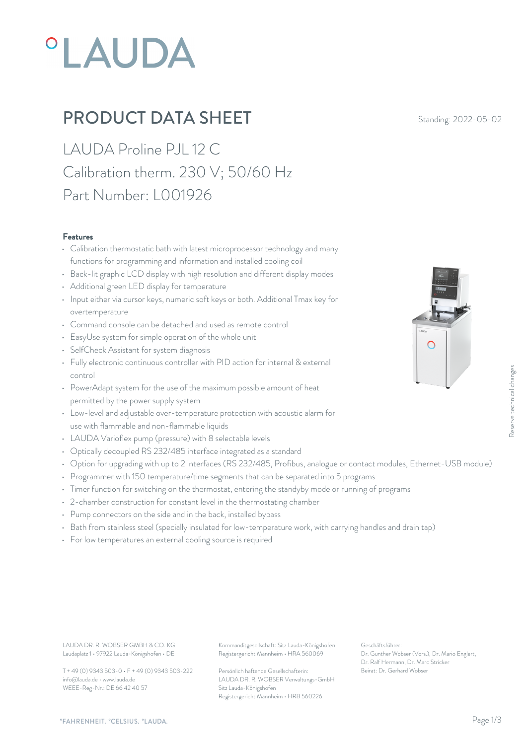# PRODUCT DATA SHEET

Standing: 2022-05-02

## LAUDA Proline PJL 12 C
## Calibration therm. 230 V; 50/60 Hz
## Part Number: L001926

### Features

- Calibration thermostatic bath with latest microprocessor technology and many functions for programming and information and installed cooling coil
- Back-lit graphic LCD display with high resolution and different display modes
- Additional green LED display for temperature
- Input either via cursor keys, numeric soft keys or both. Additional Tmax key for overtemperature
- Command console can be detached and used as remote control
- EasyUse system for simple operation of the whole unit
- SelfCheck Assistant for system diagnosis
- Fully electronic continuous controller with PID action for internal & external control
- PowerAdapt system for the use of the maximum possible amount of heat permitted by the power supply system
- Low-level and adjustable over-temperature protection with acoustic alarm for use with flammable and non-flammable liquids
- LAUDA Varioflex pump (pressure) with 8 selectable levels
- Optically decoupled RS 232/485 interface integrated as a standard
- Option for upgrading with up to 2 interfaces (RS 232/485, Profibus, analogue or contact modules, Ethernet-USB module)
- Programmer with 150 temperature/time segments that can be separated into 5 programs
- Timer function for switching on the thermostat, entering the standby mode or running of programs
- 2-chamber construction for constant level in the thermostating chamber
- Pump connectors on the side and in the back, installed bypass
- Bath from stainless steel (specially insulated for low-temperature work, with carrying handles and drain tap)
- For low temperatures an external cooling source is required

Reserve technical changes

LAUDA DR. R. WOBSER GMBH & CO. KG
Laudaplatz 1 • 97922 Lauda-Königshofen • DE

T + 49 (0) 9343 503-0 • F + 49 (0) 9343 503-222
info@lauda.de • www.lauda.de
WEEE-Reg-Nr.: DE 66 42 40 57

Kommanditgesellschaft: Sitz Lauda-Königshofen
Registergericht Mannheim • HRA 560069

Persönlich haftende Gesellschafterin:
LAUDA DR. R. WOBSER Verwaltungs-GmbH
Sitz Lauda-Königshofen
Registergericht Mannheim • HRB 560226

Geschäftsführer:
Dr. Gunther Wobser (Vors.), Dr. Mario Englert, Dr. Ralf Hermann, Dr. Marc Stricker
Beirat: Dr. Gerhard Wobser

°FAHRENHEIT. °CELSIUS. °LAUDA.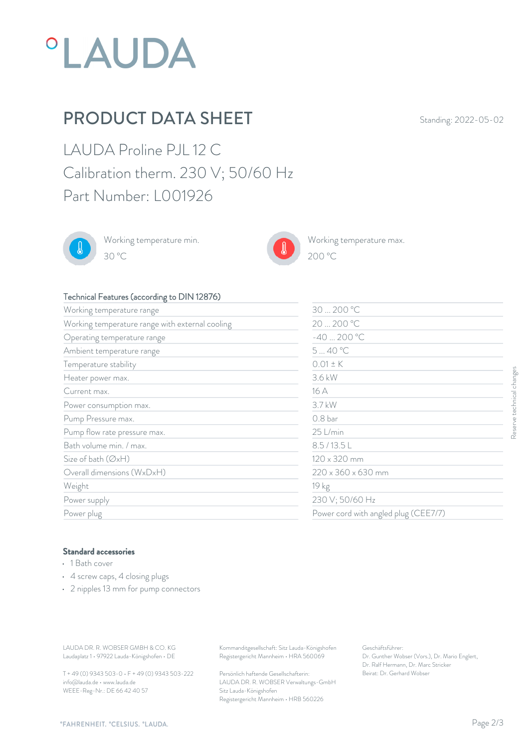# PRODUCT DATA SHEET

Standing: 2022-05-02

## LAUDA Proline PJL 12 C
## Calibration therm. 230 V; 50/60 Hz
## Part Number: L001926

Working temperature min.
30 °C

Working temperature max.
200 °C

| Technical Features (according to DIN 12876) | |
|---|---|
| Working temperature range | 30 ... 200 °C |
| Working temperature range with external cooling | 20 ... 200 °C |
| Operating temperature range | -40 ... 200 °C |
| Ambient temperature range | 5 ... 40 °C |
| Temperature stability | 0.01 ± K |
| Heater power max. | 3.6 kW |
| Current max. | 16 A |
| Power consumption max. | 3.7 kW |
| Pump Pressure max. | 0.8 bar |
| Pump flow rate pressure max. | 25 L/min |
| Bath volume min. / max. | 8.5 / 13.5 L |
| Size of bath (ØxH) | 120 x 320 mm |
| Overall dimensions (WxDxH) | 220 x 360 x 630 mm |
| Weight | 19 kg |
| Power supply | 230 V; 50/60 Hz |
| Power plug | Power cord with angled plug (CEE7/7) |

Reserve technical changes

**Standard accessories**

- 1 Bath cover
- 4 screw caps, 4 closing plugs
- 2 nipples 13 mm for pump connectors

LAUDA DR. R. WOBSER GMBH & CO. KG
Laudaplatz 1 • 97922 Lauda-Königshofen • DE

T + 49 (0) 9343 503-0 • F + 49 (0) 9343 503-222
info@lauda.de • www.lauda.de
WEEE-Reg-Nr.: DE 66 42 40 57

Kommanditgesellschaft: Sitz Lauda-Königshofen
Registergericht Mannheim • HRA 560069

Persönlich haftende Gesellschafterin:
LAUDA DR. R. WOBSER Verwaltungs-GmbH
Sitz Lauda-Königshofen
Registergericht Mannheim • HRB 560226

Geschäftsführer:
Dr. Gunther Wobser (Vors.), Dr. Mario Englert,
Dr. Ralf Hermann, Dr. Marc Stricker
Beirat: Dr. Gerhard Wobser

°FAHRENHEIT. °CELSIUS. °LAUDA.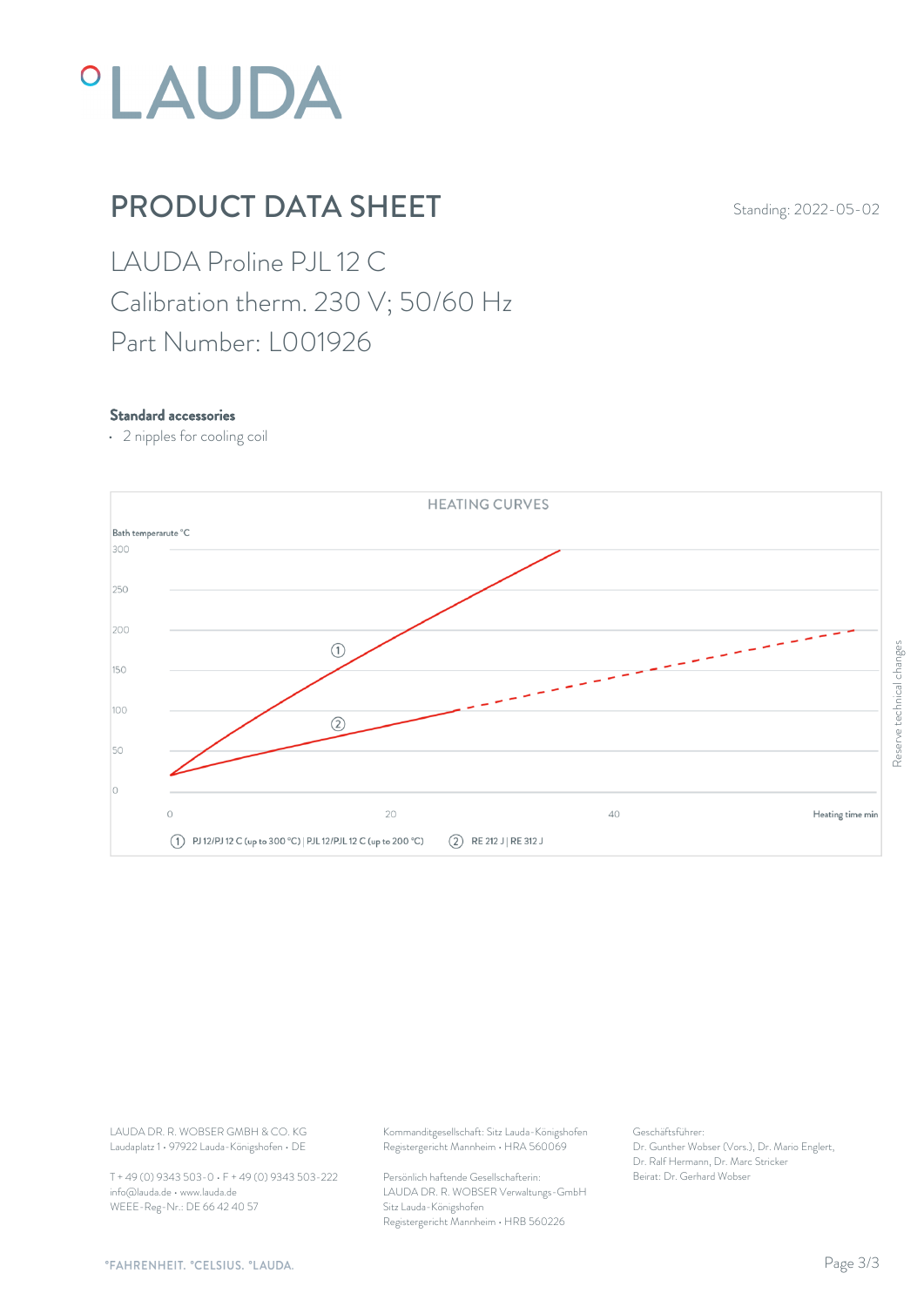# PRODUCT DATA SHEET

Standing: 2022-05-02

LAUDA Proline PJL 12 C
Calibration therm. 230 V; 50/60 Hz
Part Number: L001926

**Standard accessories**

- 2 nipples for cooling coil

HEATING CURVES

Bath temperarute °C

300
250
200
150
100
50
0

0
20
40
Heating time min

① PJ 12/PJ 12 C (up to 300 °C) | PJL 12/PJL 12 C (up to 200 °C)
② RE 212 J | RE 312 J

Reserve technical changes

LAUDA DR. R. WOBSER GMBH & CO. KG
Laudaplatz 1 • 97922 Lauda-Königshofen • DE

T + 49 (0) 9343 503-0 • F + 49 (0) 9343 503-222
info@lauda.de • www.lauda.de
WEEE-Reg-Nr.: DE 66 42 40 57

Kommanditgesellschaft: Sitz Lauda-Königshofen
Registergericht Mannheim • HRA 560069

Persönlich haftende Gesellschafterin:
LAUDA DR. R. WOBSER Verwaltungs-GmbH
Sitz Lauda-Königshofen
Registergericht Mannheim • HRB 560226

Geschäftsführer:
Dr. Gunther Wobser (Vors.), Dr. Mario Englert,
Dr. Ralf Hermann, Dr. Marc Stricker
Beirat: Dr. Gerhard Wobser

°FAHRENHEIT. °CELSIUS. °LAUDA.